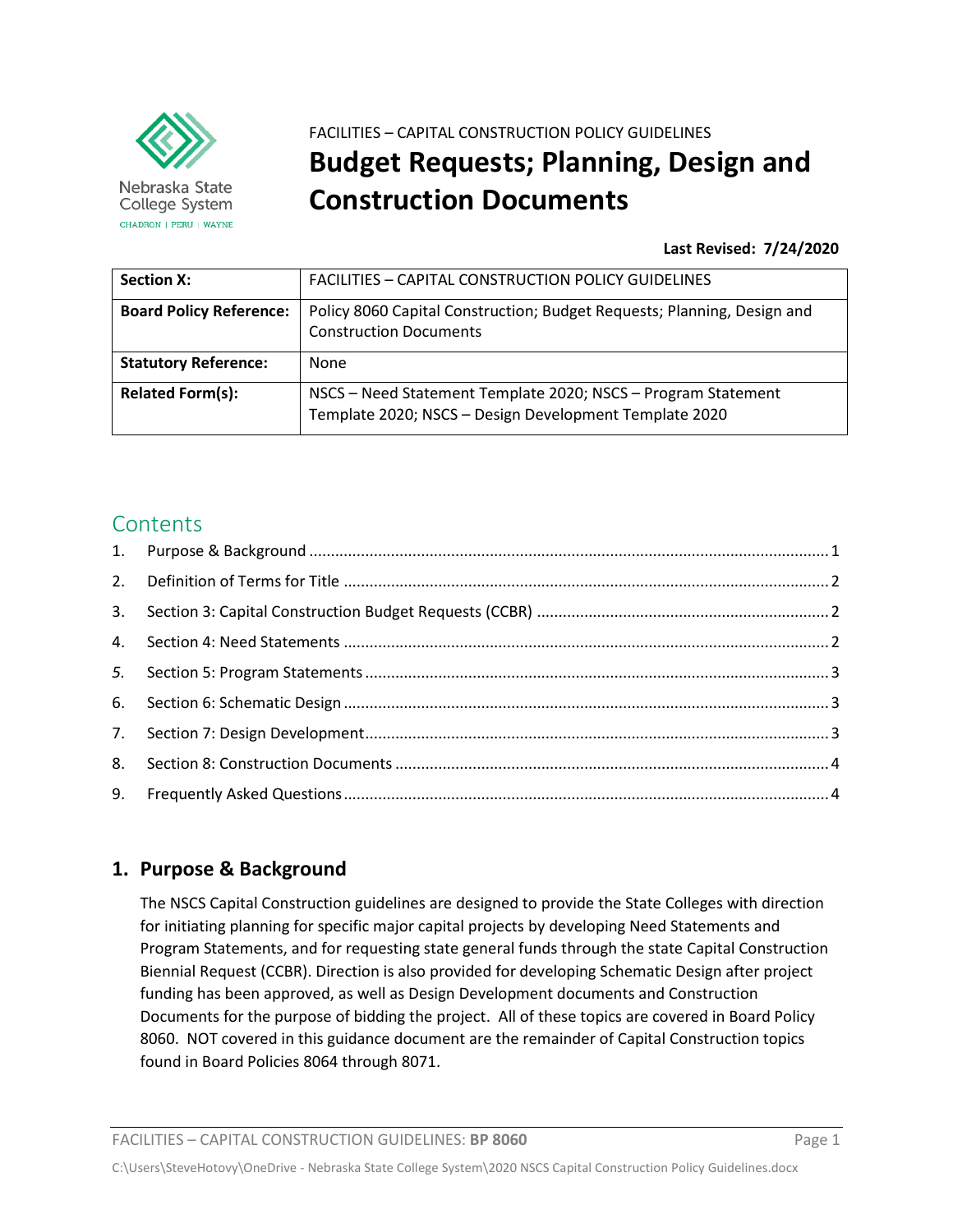FACILITIES – CAPITAL CONSTRUCTION POLICY GUIDELINES

# Budget Requests; Planning, Design and Construction Documents

**Last Revised: 7/24/2020**

| **Section X:** | FACILITIES – CAPITAL CONSTRUCTION POLICY GUIDELINES |
|---|---|
| **Board Policy Reference:** | Policy 8060 Capital Construction; Budget Requests; Planning, Design and Construction Documents |
| **Statutory Reference:** | None |
| **Related Form(s):** | NSCS – Need Statement Template 2020; NSCS – Program Statement Template 2020; NSCS – Design Development Template 2020 |

## Contents

1. Purpose & Background ........ 1
2. Definition of Terms for Title ........ 2
3. Section 3: Capital Construction Budget Requests (CCBR) ........ 2
4. Section 4: Need Statements ........ 2
5. Section 5: Program Statements ........ 3
6. Section 6: Schematic Design ........ 3
7. Section 7: Design Development ........ 3
8. Section 8: Construction Documents ........ 4
9. Frequently Asked Questions ........ 4

## 1. Purpose & Background

The NSCS Capital Construction guidelines are designed to provide the State Colleges with direction for initiating planning for specific major capital projects by developing Need Statements and Program Statements, and for requesting state general funds through the state Capital Construction Biennial Request (CCBR). Direction is also provided for developing Schematic Design after project funding has been approved, as well as Design Development documents and Construction Documents for the purpose of bidding the project. All of these topics are covered in Board Policy 8060. NOT covered in this guidance document are the remainder of Capital Construction topics found in Board Policies 8064 through 8071.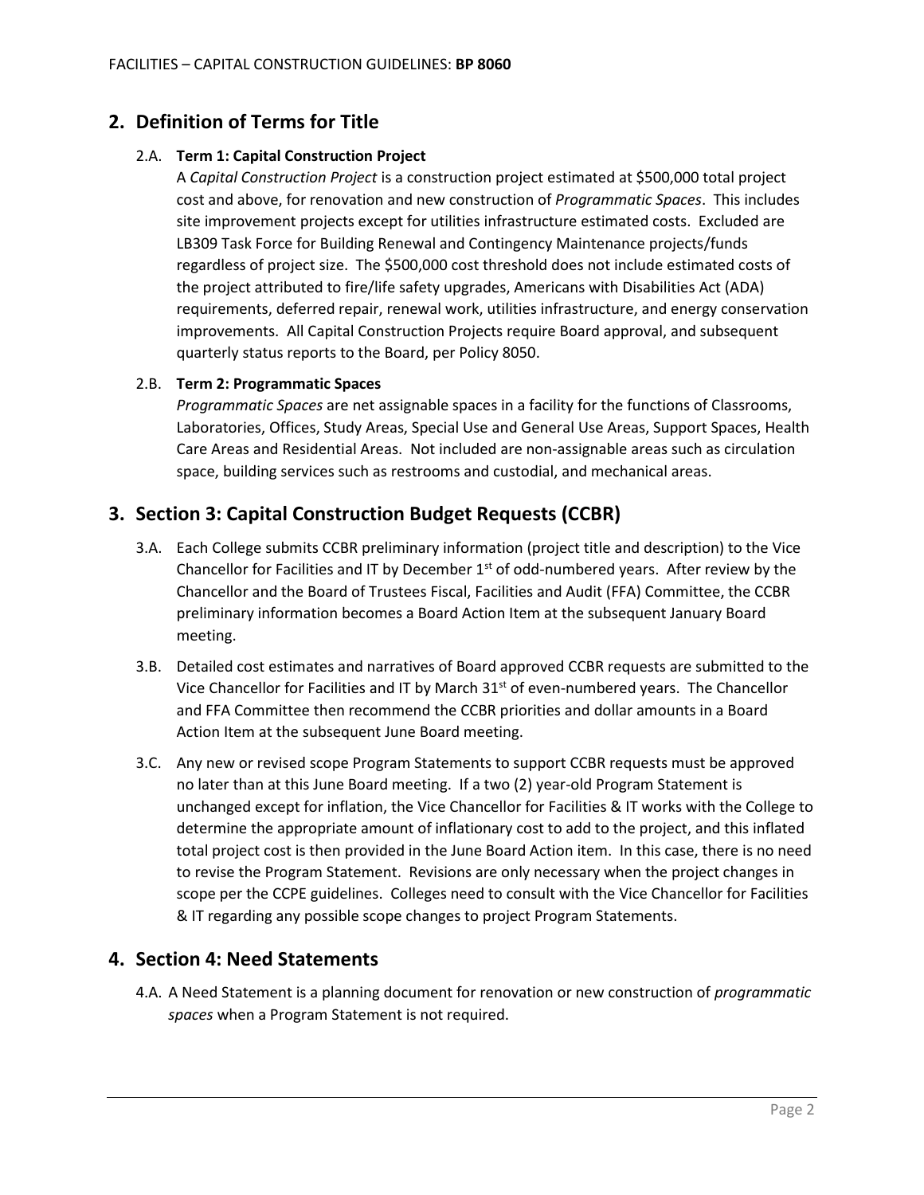## 2. Definition of Terms for Title

2.A. **Term 1: Capital Construction Project**

A *Capital Construction Project* is a construction project estimated at $500,000 total project cost and above, for renovation and new construction of *Programmatic Spaces*. This includes site improvement projects except for utilities infrastructure estimated costs. Excluded are LB309 Task Force for Building Renewal and Contingency Maintenance projects/funds regardless of project size. The $500,000 cost threshold does not include estimated costs of the project attributed to fire/life safety upgrades, Americans with Disabilities Act (ADA) requirements, deferred repair, renewal work, utilities infrastructure, and energy conservation improvements. All Capital Construction Projects require Board approval, and subsequent quarterly status reports to the Board, per Policy 8050.

2.B. **Term 2: Programmatic Spaces**

*Programmatic Spaces* are net assignable spaces in a facility for the functions of Classrooms, Laboratories, Offices, Study Areas, Special Use and General Use Areas, Support Spaces, Health Care Areas and Residential Areas. Not included are non-assignable areas such as circulation space, building services such as restrooms and custodial, and mechanical areas.

## 3. Section 3: Capital Construction Budget Requests (CCBR)

3.A. Each College submits CCBR preliminary information (project title and description) to the Vice Chancellor for Facilities and IT by December 1st of odd-numbered years. After review by the Chancellor and the Board of Trustees Fiscal, Facilities and Audit (FFA) Committee, the CCBR preliminary information becomes a Board Action Item at the subsequent January Board meeting.

3.B. Detailed cost estimates and narratives of Board approved CCBR requests are submitted to the Vice Chancellor for Facilities and IT by March 31st of even-numbered years. The Chancellor and FFA Committee then recommend the CCBR priorities and dollar amounts in a Board Action Item at the subsequent June Board meeting.

3.C. Any new or revised scope Program Statements to support CCBR requests must be approved no later than at this June Board meeting. If a two (2) year-old Program Statement is unchanged except for inflation, the Vice Chancellor for Facilities & IT works with the College to determine the appropriate amount of inflationary cost to add to the project, and this inflated total project cost is then provided in the June Board Action item. In this case, there is no need to revise the Program Statement. Revisions are only necessary when the project changes in scope per the CCPE guidelines. Colleges need to consult with the Vice Chancellor for Facilities & IT regarding any possible scope changes to project Program Statements.

## 4. Section 4: Need Statements

4.A. A Need Statement is a planning document for renovation or new construction of *programmatic spaces* when a Program Statement is not required.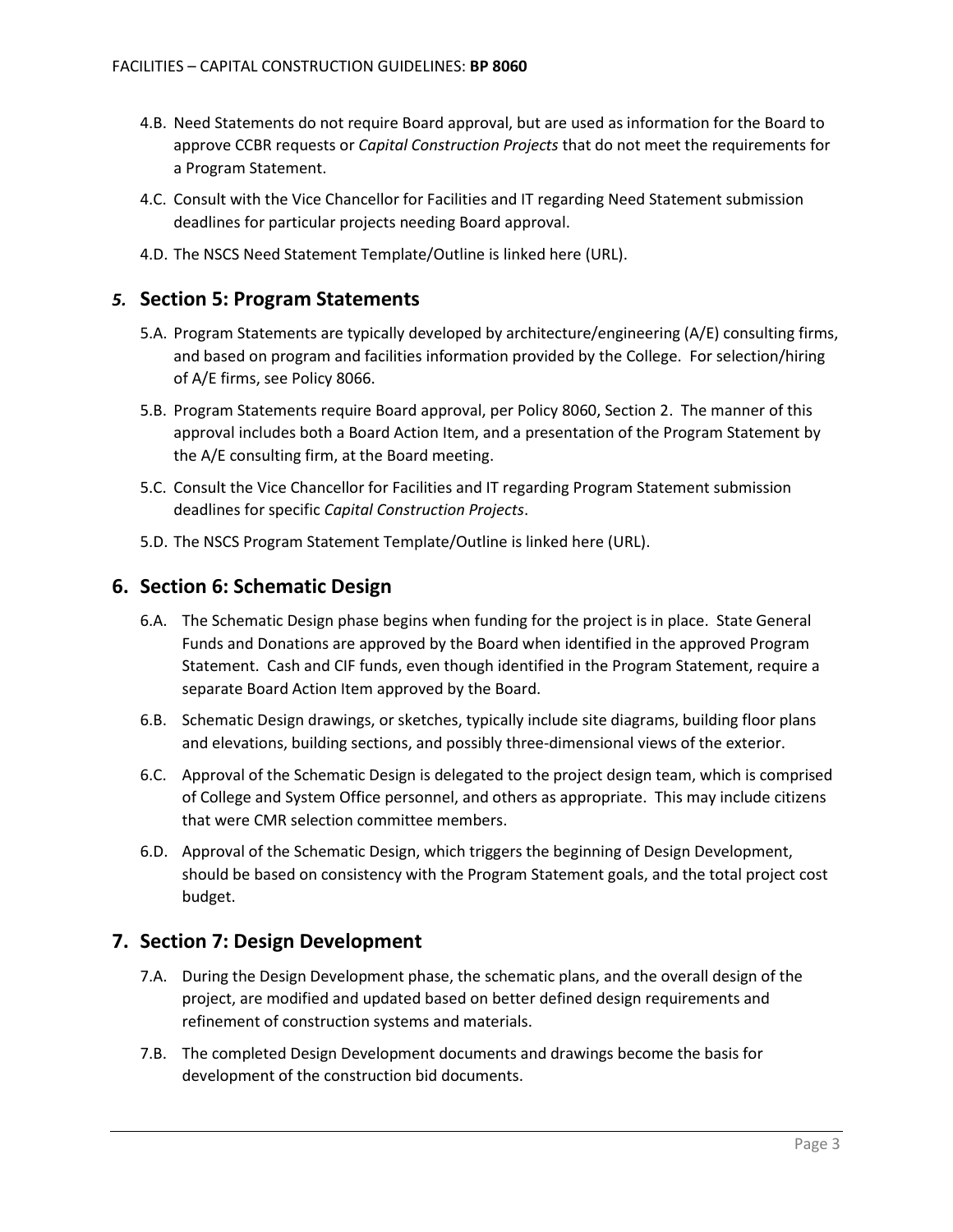4.B. Need Statements do not require Board approval, but are used as information for the Board to approve CCBR requests or *Capital Construction Projects* that do not meet the requirements for a Program Statement.

4.C. Consult with the Vice Chancellor for Facilities and IT regarding Need Statement submission deadlines for particular projects needing Board approval.

4.D. The NSCS Need Statement Template/Outline is linked here (URL).

## *5.* Section 5: Program Statements

5.A. Program Statements are typically developed by architecture/engineering (A/E) consulting firms, and based on program and facilities information provided by the College. For selection/hiring of A/E firms, see Policy 8066.

5.B. Program Statements require Board approval, per Policy 8060, Section 2. The manner of this approval includes both a Board Action Item, and a presentation of the Program Statement by the A/E consulting firm, at the Board meeting.

5.C. Consult the Vice Chancellor for Facilities and IT regarding Program Statement submission deadlines for specific *Capital Construction Projects*.

5.D. The NSCS Program Statement Template/Outline is linked here (URL).

## 6. Section 6: Schematic Design

6.A. The Schematic Design phase begins when funding for the project is in place. State General Funds and Donations are approved by the Board when identified in the approved Program Statement. Cash and CIF funds, even though identified in the Program Statement, require a separate Board Action Item approved by the Board.

6.B. Schematic Design drawings, or sketches, typically include site diagrams, building floor plans and elevations, building sections, and possibly three-dimensional views of the exterior.

6.C. Approval of the Schematic Design is delegated to the project design team, which is comprised of College and System Office personnel, and others as appropriate. This may include citizens that were CMR selection committee members.

6.D. Approval of the Schematic Design, which triggers the beginning of Design Development, should be based on consistency with the Program Statement goals, and the total project cost budget.

## 7. Section 7: Design Development

7.A. During the Design Development phase, the schematic plans, and the overall design of the project, are modified and updated based on better defined design requirements and refinement of construction systems and materials.

7.B. The completed Design Development documents and drawings become the basis for development of the construction bid documents.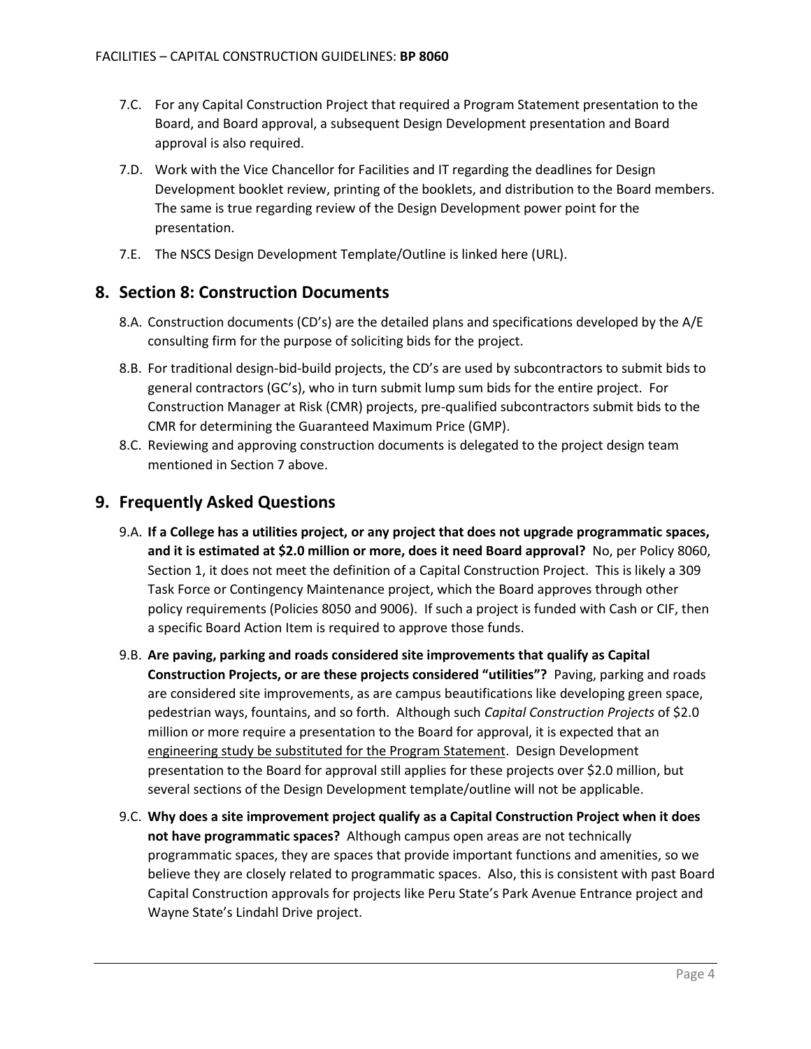7.C. For any Capital Construction Project that required a Program Statement presentation to the Board, and Board approval, a subsequent Design Development presentation and Board approval is also required.

7.D. Work with the Vice Chancellor for Facilities and IT regarding the deadlines for Design Development booklet review, printing of the booklets, and distribution to the Board members. The same is true regarding review of the Design Development power point for the presentation.

7.E. The NSCS Design Development Template/Outline is linked here (URL).

## 8. Section 8: Construction Documents

8.A. Construction documents (CD's) are the detailed plans and specifications developed by the A/E consulting firm for the purpose of soliciting bids for the project.

8.B. For traditional design-bid-build projects, the CD's are used by subcontractors to submit bids to general contractors (GC's), who in turn submit lump sum bids for the entire project. For Construction Manager at Risk (CMR) projects, pre-qualified subcontractors submit bids to the CMR for determining the Guaranteed Maximum Price (GMP).

8.C. Reviewing and approving construction documents is delegated to the project design team mentioned in Section 7 above.

## 9. Frequently Asked Questions

9.A. **If a College has a utilities project, or any project that does not upgrade programmatic spaces, and it is estimated at $2.0 million or more, does it need Board approval?** No, per Policy 8060, Section 1, it does not meet the definition of a Capital Construction Project. This is likely a 309 Task Force or Contingency Maintenance project, which the Board approves through other policy requirements (Policies 8050 and 9006). If such a project is funded with Cash or CIF, then a specific Board Action Item is required to approve those funds.

9.B. **Are paving, parking and roads considered site improvements that qualify as Capital Construction Projects, or are these projects considered "utilities"?** Paving, parking and roads are considered site improvements, as are campus beautifications like developing green space, pedestrian ways, fountains, and so forth. Although such *Capital Construction Projects* of $2.0 million or more require a presentation to the Board for approval, it is expected that an <u>engineering study be substituted for the Program Statement</u>. Design Development presentation to the Board for approval still applies for these projects over $2.0 million, but several sections of the Design Development template/outline will not be applicable.

9.C. **Why does a site improvement project qualify as a Capital Construction Project when it does not have programmatic spaces?** Although campus open areas are not technically programmatic spaces, they are spaces that provide important functions and amenities, so we believe they are closely related to programmatic spaces. Also, this is consistent with past Board Capital Construction approvals for projects like Peru State's Park Avenue Entrance project and Wayne State's Lindahl Drive project.